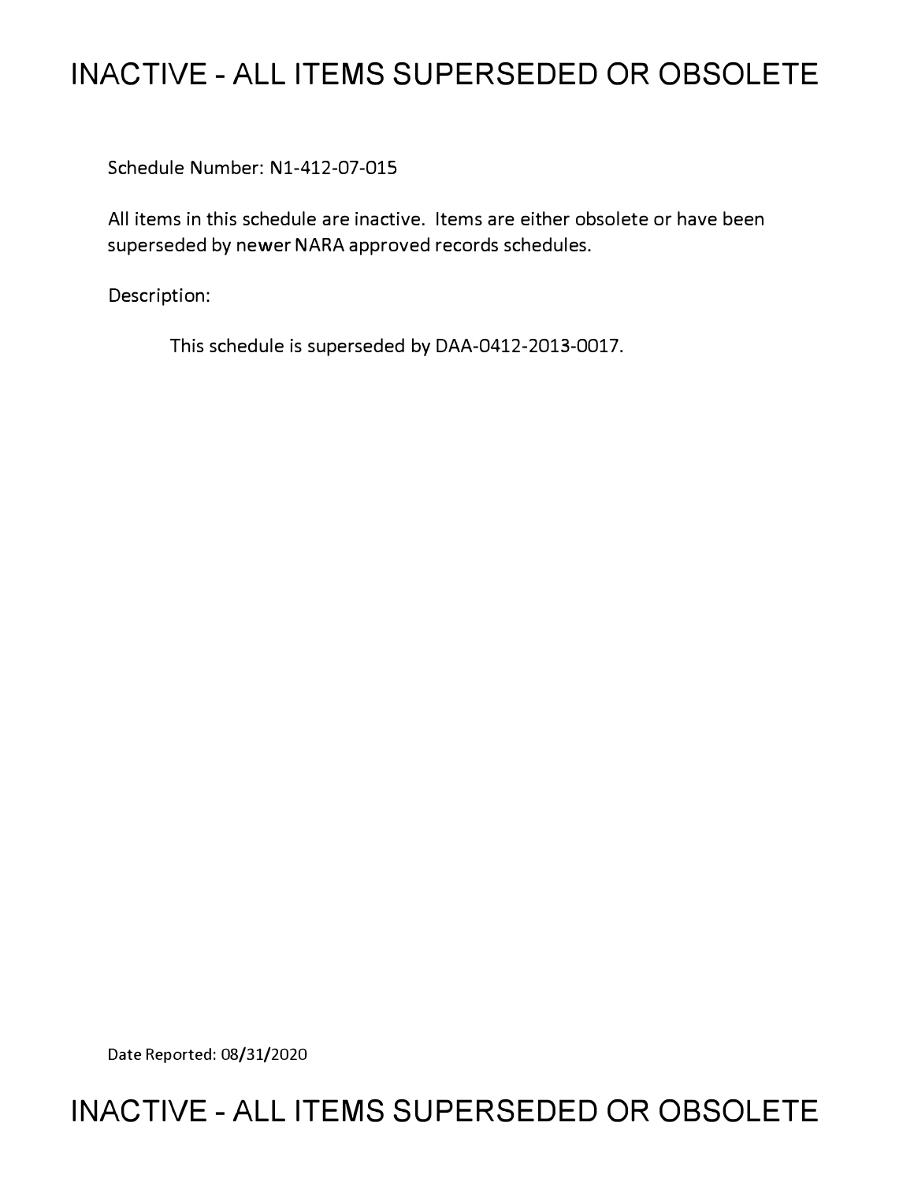# INACTIVE - ALL ITEMS SUPERSEDED OR OBSOLETE

Schedule Number: N1-412-07-015

All items in this schedule are inactive. Items are either obsolete or have been superseded by newer NARA approved records schedules.

Description:

This schedule is superseded by DAA-0412-2013-0017.

Date Reported: 08/31/2020

# INACTIVE - ALL ITEMS SUPERSEDED OR OBSOLETE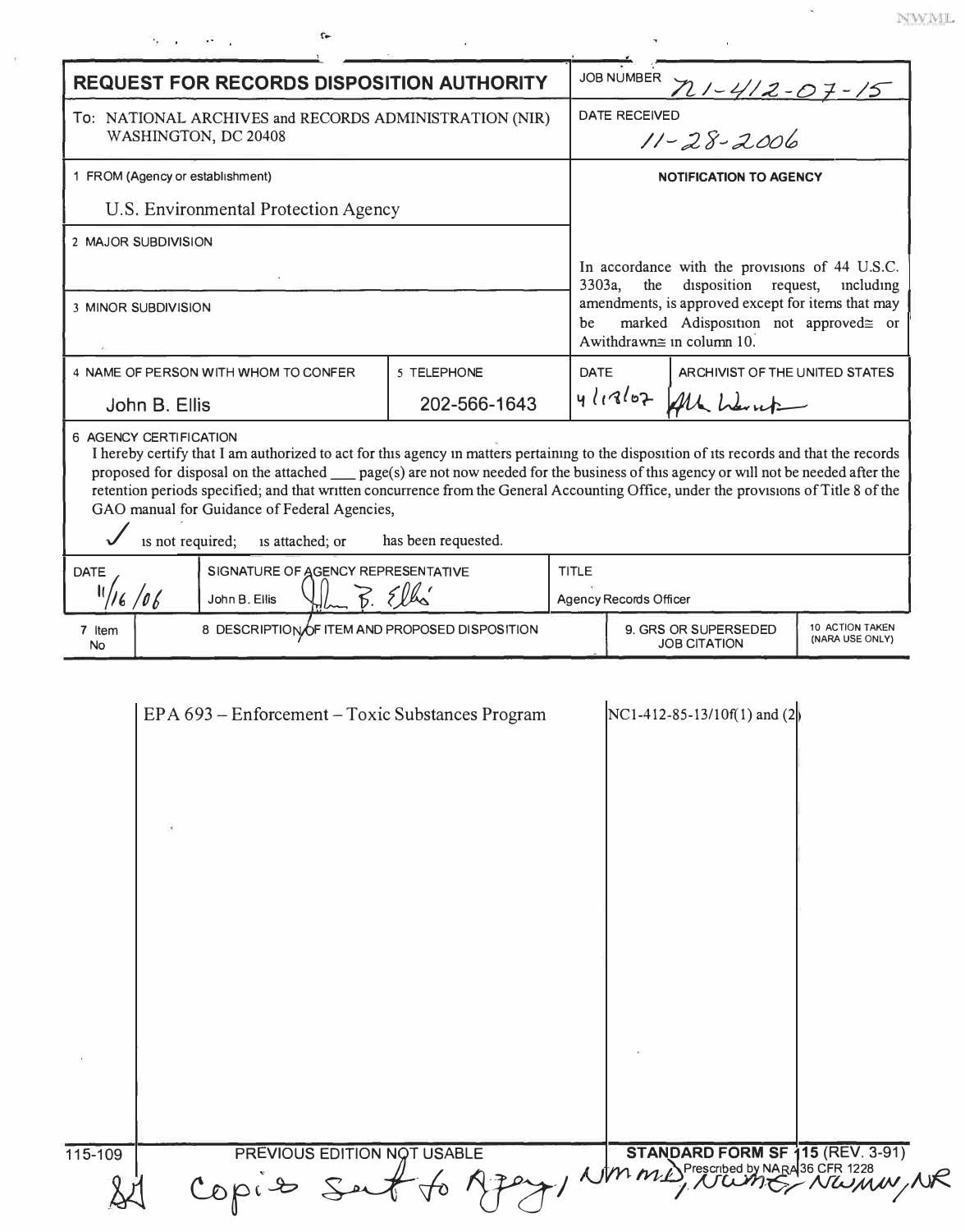NWML

# REQUEST FOR RECORDS DISPOSITION AUTHORITY

| | |
|---|---|
| **JOB NUMBER** | N1-412-07-15 |
| **DATE RECEIVED** | 11-28-2006 |

To: NATIONAL ARCHIVES and RECORDS ADMINISTRATION (NIR) WASHINGTON, DC 20408

1 FROM (Agency or establishment)

U.S. Environmental Protection Agency

2 MAJOR SUBDIVISION

3 MINOR SUBDIVISION

**NOTIFICATION TO AGENCY**

In accordance with the provisions of 44 U.S.C. 3303a, the disposition request, including amendments, is approved except for items that may be marked Adisposition not approved≅ or Awithdrawn≅ in column 10.

| 4 NAME OF PERSON WITH WHOM TO CONFER | 5 TELEPHONE | DATE | ARCHIVIST OF THE UNITED STATES |
|---|---|---|---|
| John B. Ellis | 202-566-1643 | 4/18/07 | Allen Weinstein |

6 AGENCY CERTIFICATION

I hereby certify that I am authorized to act for this agency in matters pertaining to the disposition of its records and that the records proposed for disposal on the attached ___ page(s) are not now needed for the business of this agency or will not be needed after the retention periods specified; and that written concurrence from the General Accounting Office, under the provisions of Title 8 of the GAO manual for Guidance of Federal Agencies,

✓ is not required; is attached; or has been requested.

| DATE | SIGNATURE OF AGENCY REPRESENTATIVE | TITLE |
|---|---|---|
| 11/16/06 | John B. Ellis | Agency Records Officer |

| 7 Item No | 8 DESCRIPTION OF ITEM AND PROPOSED DISPOSITION | 9. GRS OR SUPERSEDED JOB CITATION | 10 ACTION TAKEN (NARA USE ONLY) |
|---|---|---|---|
| | EPA 693 – Enforcement – Toxic Substances Program | NC1-412-85-13/10f(1) and (2) | |

115-109 PREVIOUS EDITION NOT USABLE STANDARD FORM SF 115 (REV. 3-91) Prescribed by NARA 36 CFR 1228

Copies sent to Agency, NWMD, NWME, NWMW, NR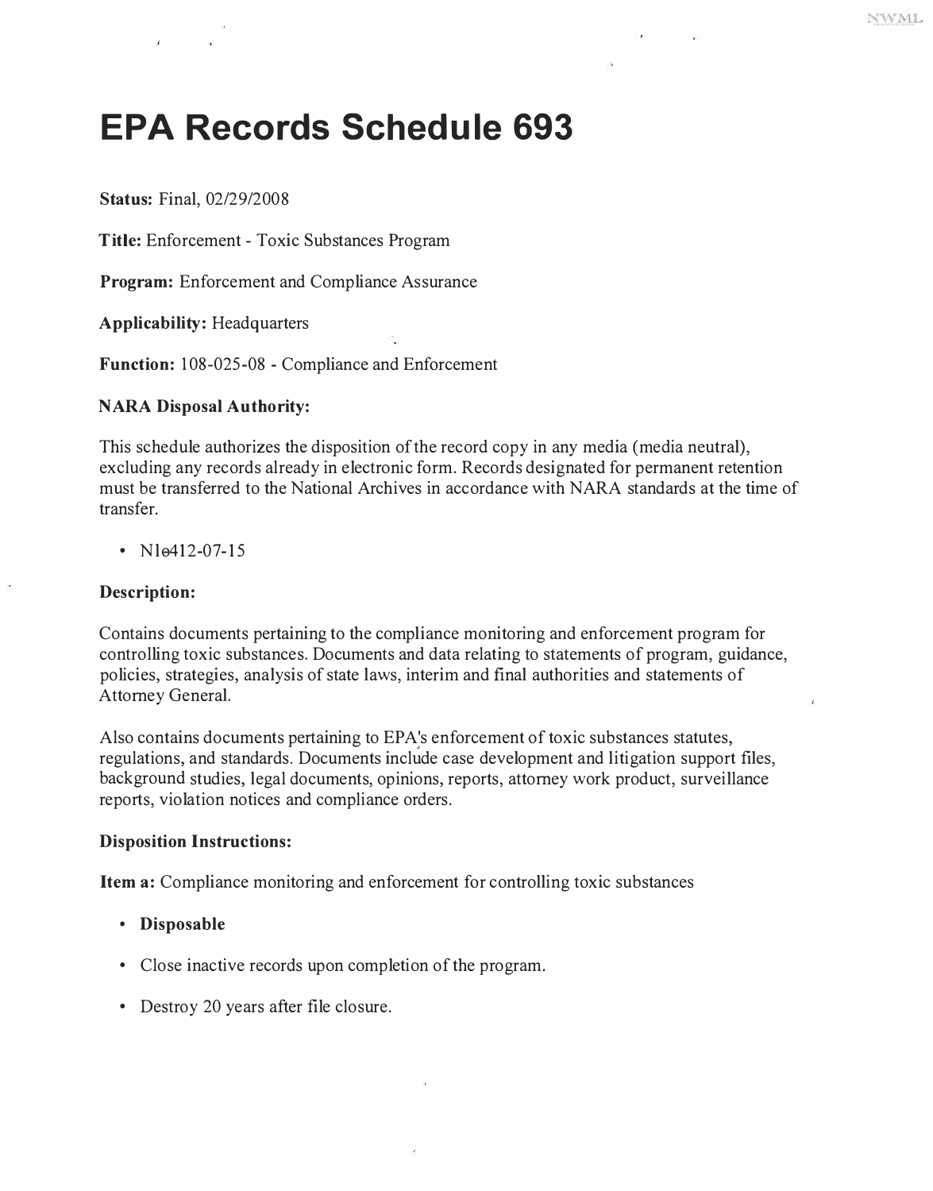# EPA Records Schedule 693

**Status:** Final, 02/29/2008

**Title:** Enforcement - Toxic Substances Program

**Program:** Enforcement and Compliance Assurance

**Applicability:** Headquarters

**Function:** 108-025-08 - Compliance and Enforcement

**NARA Disposal Authority:**

This schedule authorizes the disposition of the record copy in any media (media neutral), excluding any records already in electronic form. Records designated for permanent retention must be transferred to the National Archives in accordance with NARA standards at the time of transfer.

- N1e412-07-15

**Description:**

Contains documents pertaining to the compliance monitoring and enforcement program for controlling toxic substances. Documents and data relating to statements of program, guidance, policies, strategies, analysis of state laws, interim and final authorities and statements of Attorney General.

Also contains documents pertaining to EPA's enforcement of toxic substances statutes, regulations, and standards. Documents include case development and litigation support files, background studies, legal documents, opinions, reports, attorney work product, surveillance reports, violation notices and compliance orders.

**Disposition Instructions:**

**Item a:** Compliance monitoring and enforcement for controlling toxic substances

- **Disposable**
- Close inactive records upon completion of the program.
- Destroy 20 years after file closure.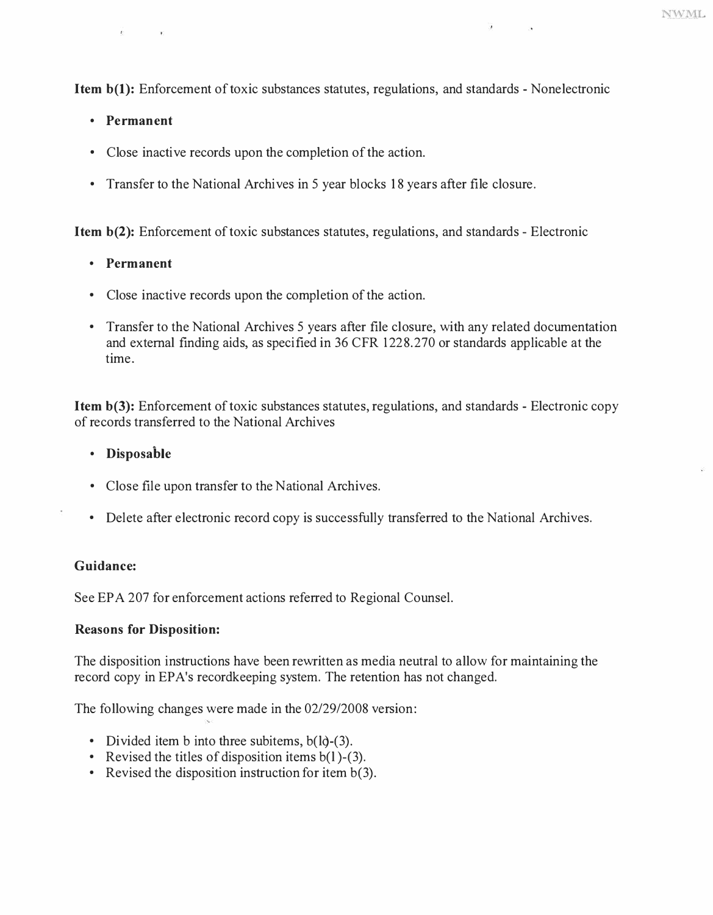**Item b(1):** Enforcement of toxic substances statutes, regulations, and standards - Nonelectronic

- **Permanent**
- Close inactive records upon the completion of the action.
- Transfer to the National Archives in 5 year blocks 18 years after file closure.

**Item b(2):** Enforcement of toxic substances statutes, regulations, and standards - Electronic

- **Permanent**
- Close inactive records upon the completion of the action.
- Transfer to the National Archives 5 years after file closure, with any related documentation and external finding aids, as specified in 36 CFR 1228.270 or standards applicable at the time.

**Item b(3):** Enforcement of toxic substances statutes, regulations, and standards - Electronic copy of records transferred to the National Archives

- **Disposable**
- Close file upon transfer to the National Archives.
- Delete after electronic record copy is successfully transferred to the National Archives.

**Guidance:**

See EPA 207 for enforcement actions referred to Regional Counsel.

**Reasons for Disposition:**

The disposition instructions have been rewritten as media neutral to allow for maintaining the record copy in EPA's recordkeeping system. The retention has not changed.

The following changes were made in the 02/29/2008 version:

- Divided item b into three subitems, b(1)-(3).
- Revised the titles of disposition items b(1)-(3).
- Revised the disposition instruction for item b(3).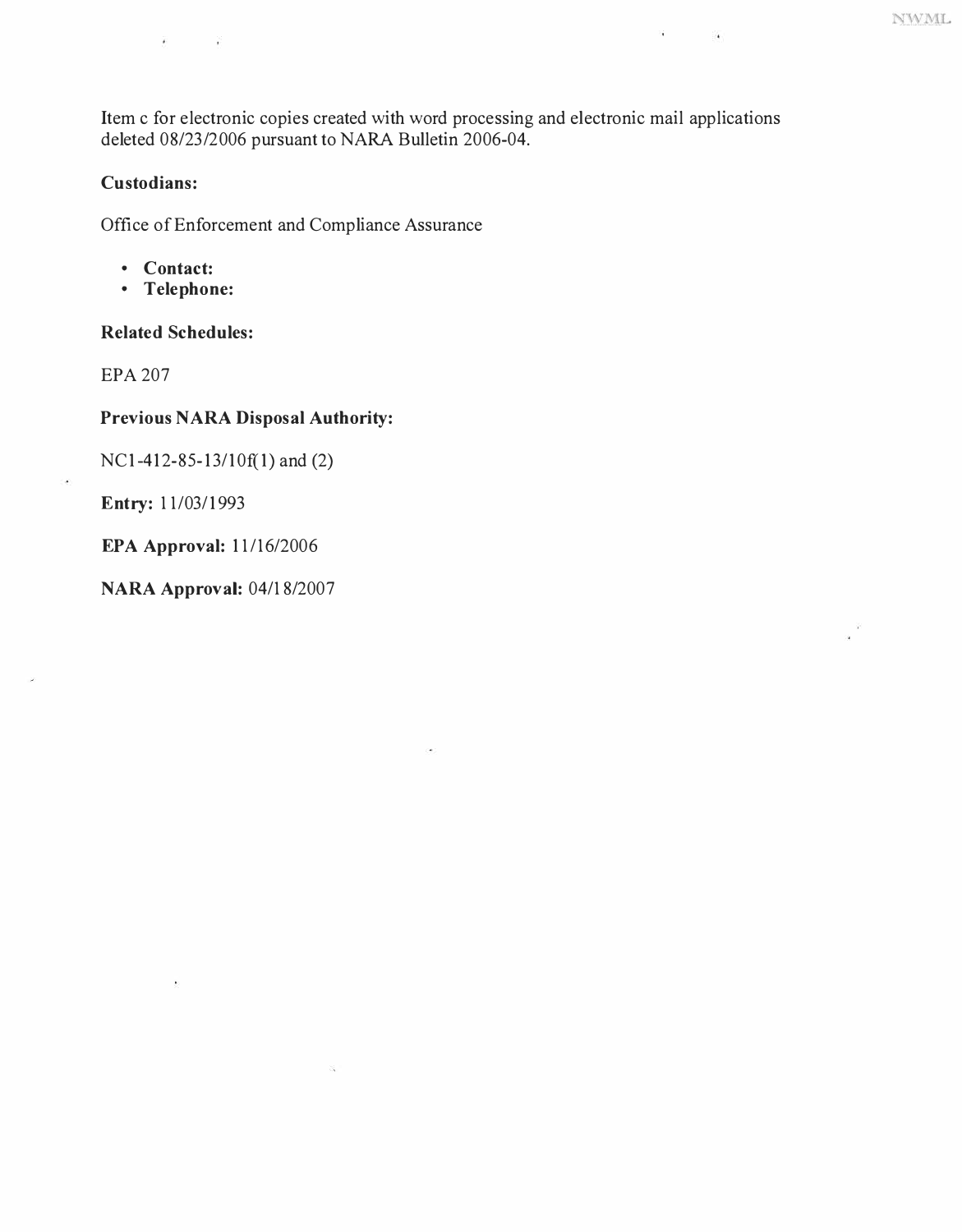Item c for electronic copies created with word processing and electronic mail applications deleted 08/23/2006 pursuant to NARA Bulletin 2006-04.

**Custodians:**

Office of Enforcement and Compliance Assurance

- **Contact:**
- **Telephone:**

**Related Schedules:**

EPA 207

**Previous NARA Disposal Authority:**

NC1-412-85-13/10f(1) and (2)

**Entry:** 11/03/1993

**EPA Approval:** 11/16/2006

**NARA Approval:** 04/18/2007